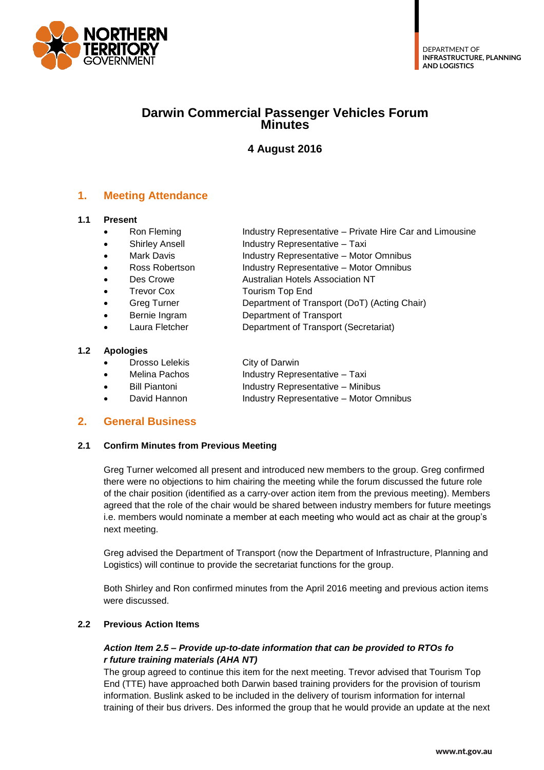DEPARTMENT OF
**INFRASTRUCTURE, PLANNING AND LOGISTICS**

# Darwin Commercial Passenger Vehicles Forum Minutes

### 4 August 2016

## 1. Meeting Attendance

### 1.1 Present

| | |
|---|---|
| Ron Fleming | Industry Representative – Private Hire Car and Limousine |
| Shirley Ansell | Industry Representative – Taxi |
| Mark Davis | Industry Representative – Motor Omnibus |
| Ross Robertson | Industry Representative – Motor Omnibus |
| Des Crowe | Australian Hotels Association NT |
| Trevor Cox | Tourism Top End |
| Greg Turner | Department of Transport (DoT) (Acting Chair) |
| Bernie Ingram | Department of Transport |
| Laura Fletcher | Department of Transport (Secretariat) |

### 1.2 Apologies

| | |
|---|---|
| Drosso Lelekis | City of Darwin |
| Melina Pachos | Industry Representative – Taxi |
| Bill Piantoni | Industry Representative – Minibus |
| David Hannon | Industry Representative – Motor Omnibus |

## 2. General Business

### 2.1 Confirm Minutes from Previous Meeting

Greg Turner welcomed all present and introduced new members to the group. Greg confirmed there were no objections to him chairing the meeting while the forum discussed the future role of the chair position (identified as a carry-over action item from the previous meeting). Members agreed that the role of the chair would be shared between industry members for future meetings i.e. members would nominate a member at each meeting who would act as chair at the group's next meeting.

Greg advised the Department of Transport (now the Department of Infrastructure, Planning and Logistics) will continue to provide the secretariat functions for the group.

Both Shirley and Ron confirmed minutes from the April 2016 meeting and previous action items were discussed.

### 2.2 Previous Action Items

***Action Item 2.5 – Provide up-to-date information that can be provided to RTOs fo r future training materials (AHA NT)***

The group agreed to continue this item for the next meeting. Trevor advised that Tourism Top End (TTE) have approached both Darwin based training providers for the provision of tourism information. Buslink asked to be included in the delivery of tourism information for internal training of their bus drivers. Des informed the group that he would provide an update at the next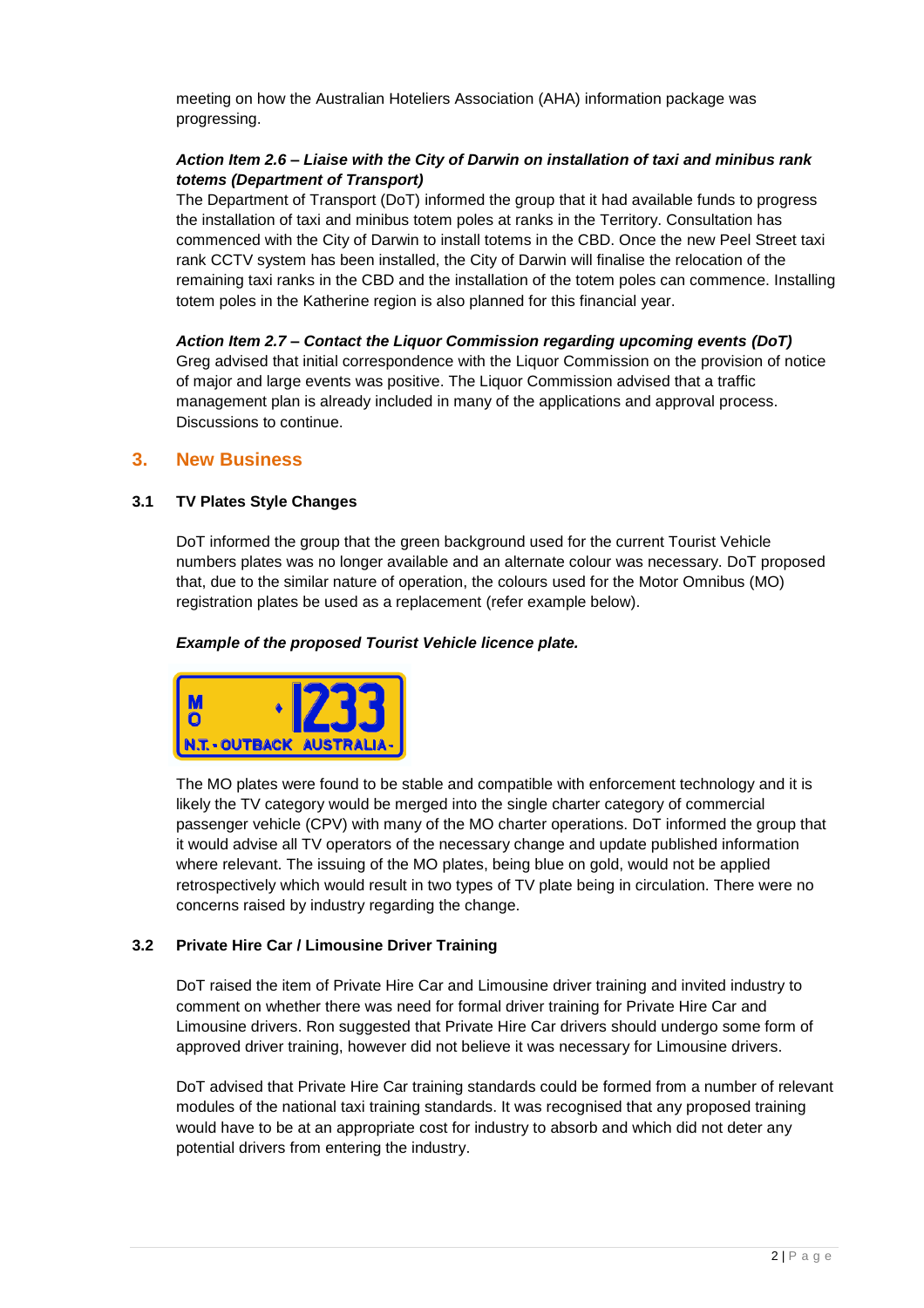meeting on how the Australian Hoteliers Association (AHA) information package was progressing.

***Action Item 2.6 – Liaise with the City of Darwin on installation of taxi and minibus rank totems (Department of Transport)***

The Department of Transport (DoT) informed the group that it had available funds to progress the installation of taxi and minibus totem poles at ranks in the Territory. Consultation has commenced with the City of Darwin to install totems in the CBD. Once the new Peel Street taxi rank CCTV system has been installed, the City of Darwin will finalise the relocation of the remaining taxi ranks in the CBD and the installation of the totem poles can commence. Installing totem poles in the Katherine region is also planned for this financial year.

***Action Item 2.7 – Contact the Liquor Commission regarding upcoming events (DoT)***

Greg advised that initial correspondence with the Liquor Commission on the provision of notice of major and large events was positive. The Liquor Commission advised that a traffic management plan is already included in many of the applications and approval process. Discussions to continue.

## 3. New Business

### 3.1 TV Plates Style Changes

DoT informed the group that the green background used for the current Tourist Vehicle numbers plates was no longer available and an alternate colour was necessary. DoT proposed that, due to the similar nature of operation, the colours used for the Motor Omnibus (MO) registration plates be used as a replacement (refer example below).

***Example of the proposed Tourist Vehicle licence plate.***

The MO plates were found to be stable and compatible with enforcement technology and it is likely the TV category would be merged into the single charter category of commercial passenger vehicle (CPV) with many of the MO charter operations. DoT informed the group that it would advise all TV operators of the necessary change and update published information where relevant. The issuing of the MO plates, being blue on gold, would not be applied retrospectively which would result in two types of TV plate being in circulation. There were no concerns raised by industry regarding the change.

### 3.2 Private Hire Car / Limousine Driver Training

DoT raised the item of Private Hire Car and Limousine driver training and invited industry to comment on whether there was need for formal driver training for Private Hire Car and Limousine drivers. Ron suggested that Private Hire Car drivers should undergo some form of approved driver training, however did not believe it was necessary for Limousine drivers.

DoT advised that Private Hire Car training standards could be formed from a number of relevant modules of the national taxi training standards. It was recognised that any proposed training would have to be at an appropriate cost for industry to absorb and which did not deter any potential drivers from entering the industry.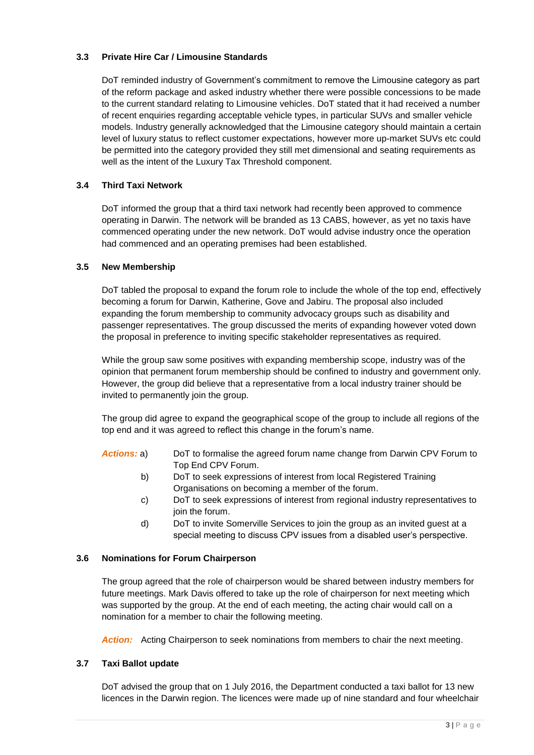### 3.3 Private Hire Car / Limousine Standards

DoT reminded industry of Government's commitment to remove the Limousine category as part of the reform package and asked industry whether there were possible concessions to be made to the current standard relating to Limousine vehicles. DoT stated that it had received a number of recent enquiries regarding acceptable vehicle types, in particular SUVs and smaller vehicle models. Industry generally acknowledged that the Limousine category should maintain a certain level of luxury status to reflect customer expectations, however more up-market SUVs etc could be permitted into the category provided they still met dimensional and seating requirements as well as the intent of the Luxury Tax Threshold component.

### 3.4 Third Taxi Network

DoT informed the group that a third taxi network had recently been approved to commence operating in Darwin. The network will be branded as 13 CABS, however, as yet no taxis have commenced operating under the new network. DoT would advise industry once the operation had commenced and an operating premises had been established.

### 3.5 New Membership

DoT tabled the proposal to expand the forum role to include the whole of the top end, effectively becoming a forum for Darwin, Katherine, Gove and Jabiru. The proposal also included expanding the forum membership to community advocacy groups such as disability and passenger representatives. The group discussed the merits of expanding however voted down the proposal in preference to inviting specific stakeholder representatives as required.

While the group saw some positives with expanding membership scope, industry was of the opinion that permanent forum membership should be confined to industry and government only. However, the group did believe that a representative from a local industry trainer should be invited to permanently join the group.

The group did agree to expand the geographical scope of the group to include all regions of the top end and it was agreed to reflect this change in the forum's name.

***Actions:***

a) DoT to formalise the agreed forum name change from Darwin CPV Forum to Top End CPV Forum.

b) DoT to seek expressions of interest from local Registered Training Organisations on becoming a member of the forum.

c) DoT to seek expressions of interest from regional industry representatives to join the forum.

d) DoT to invite Somerville Services to join the group as an invited guest at a special meeting to discuss CPV issues from a disabled user's perspective.

### 3.6 Nominations for Forum Chairperson

The group agreed that the role of chairperson would be shared between industry members for future meetings. Mark Davis offered to take up the role of chairperson for next meeting which was supported by the group. At the end of each meeting, the acting chair would call on a nomination for a member to chair the following meeting.

***Action:*** Acting Chairperson to seek nominations from members to chair the next meeting.

### 3.7 Taxi Ballot update

DoT advised the group that on 1 July 2016, the Department conducted a taxi ballot for 13 new licences in the Darwin region. The licences were made up of nine standard and four wheelchair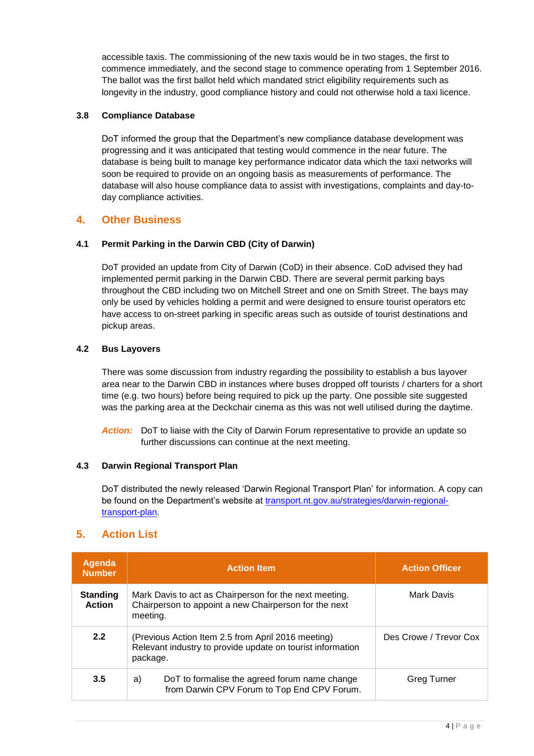accessible taxis. The commissioning of the new taxis would be in two stages, the first to commence immediately, and the second stage to commence operating from 1 September 2016. The ballot was the first ballot held which mandated strict eligibility requirements such as longevity in the industry, good compliance history and could not otherwise hold a taxi licence.

### 3.8 Compliance Database

DoT informed the group that the Department's new compliance database development was progressing and it was anticipated that testing would commence in the near future. The database is being built to manage key performance indicator data which the taxi networks will soon be required to provide on an ongoing basis as measurements of performance. The database will also house compliance data to assist with investigations, complaints and day-to-day compliance activities.

## 4. Other Business

### 4.1 Permit Parking in the Darwin CBD (City of Darwin)

DoT provided an update from City of Darwin (CoD) in their absence. CoD advised they had implemented permit parking in the Darwin CBD. There are several permit parking bays throughout the CBD including two on Mitchell Street and one on Smith Street. The bays may only be used by vehicles holding a permit and were designed to ensure tourist operators etc have access to on-street parking in specific areas such as outside of tourist destinations and pickup areas.

### 4.2 Bus Layovers

There was some discussion from industry regarding the possibility to establish a bus layover area near to the Darwin CBD in instances where buses dropped off tourists / charters for a short time (e.g. two hours) before being required to pick up the party. One possible site suggested was the parking area at the Deckchair cinema as this was not well utilised during the daytime.

***Action:*** DoT to liaise with the City of Darwin Forum representative to provide an update so further discussions can continue at the next meeting.

### 4.3 Darwin Regional Transport Plan

DoT distributed the newly released 'Darwin Regional Transport Plan' for information. A copy can be found on the Department's website at [transport.nt.gov.au/strategies/darwin-regional-transport-plan](transport.nt.gov.au/strategies/darwin-regional-transport-plan).

## 5. Action List

| Agenda Number | Action Item | Action Officer |
|---|---|---|
| **Standing Action** | Mark Davis to act as Chairperson for the next meeting. Chairperson to appoint a new Chairperson for the next meeting. | Mark Davis |
| **2.2** | (Previous Action Item 2.5 from April 2016 meeting) Relevant industry to provide update on tourist information package. | Des Crowe / Trevor Cox |
| **3.5** | a) DoT to formalise the agreed forum name change from Darwin CPV Forum to Top End CPV Forum. | Greg Turner |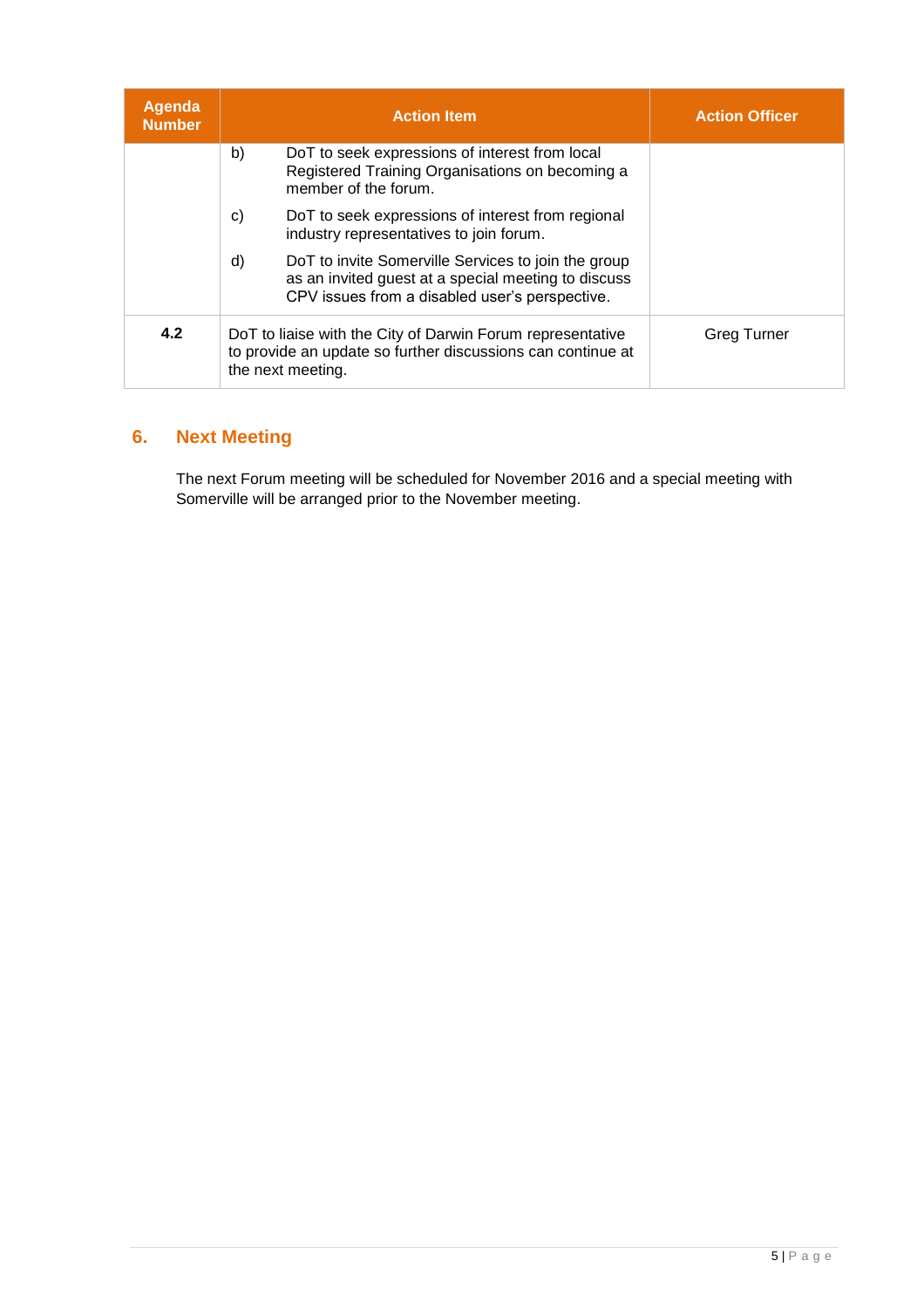| Agenda Number | Action Item | Action Officer |
|---|---|---|
| | b) DoT to seek expressions of interest from local Registered Training Organisations on becoming a member of the forum.<br>c) DoT to seek expressions of interest from regional industry representatives to join forum.<br>d) DoT to invite Somerville Services to join the group as an invited guest at a special meeting to discuss CPV issues from a disabled user's perspective. | |
| **4.2** | DoT to liaise with the City of Darwin Forum representative to provide an update so further discussions can continue at the next meeting. | Greg Turner |

## 6. Next Meeting

The next Forum meeting will be scheduled for November 2016 and a special meeting with Somerville will be arranged prior to the November meeting.